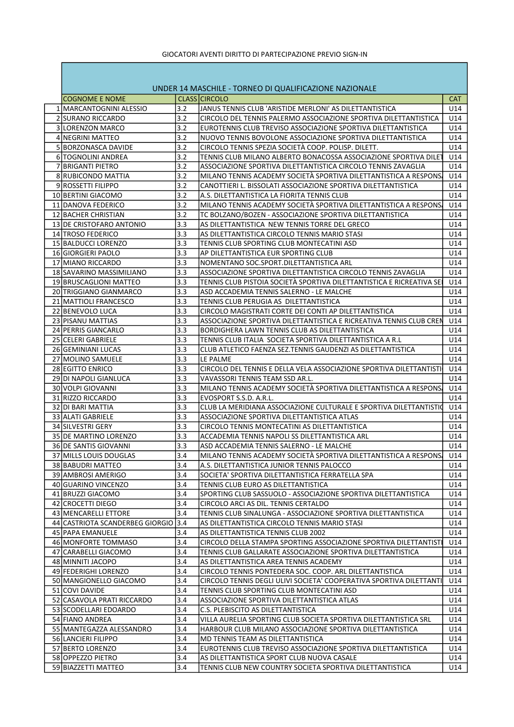GIOCATORI AVENTI DIRITTO DI PARTECIPAZIONE PREVIO SIGN-IN

## UNDER 14 MASCHILE - TORNEO DI QUALIFICAZIONE NAZIONALE

| | COGNOME E NOME | CLASS | CIRCOLO | CAT |
|---|---|---|---|---|
| 1 | MARCANTOGNINI ALESSIO | 3.2 | JANUS TENNIS CLUB 'ARISTIDE MERLONI' AS DILETTANTISTICA | U14 |
| 2 | SURANO RICCARDO | 3.2 | CIRCOLO DEL TENNIS PALERMO ASSOCIAZIONE SPORTIVA DILETTANTISTICA | U14 |
| 3 | LORENZON MARCO | 3.2 | EUROTENNIS CLUB TREVISO ASSOCIAZIONE SPORTIVA DILETTANTISTICA | U14 |
| 4 | NEGRINI MATTEO | 3.2 | NUOVO TENNIS BOVOLONE ASSOCIAZIONE SPORTIVA DILETTANTISTICA | U14 |
| 5 | BORZONASCA DAVIDE | 3.2 | CIRCOLO TENNIS SPEZIA SOCIETÀ COOP. POLISP. DILETT. | U14 |
| 6 | TOGNOLINI ANDREA | 3.2 | TENNIS CLUB MILANO ALBERTO BONACOSSA ASSOCIAZIONE SPORTIVA DILET | U14 |
| 7 | BRIGANTI PIETRO | 3.2 | ASSOCIAZIONE SPORTIVA DILETTANTISTICA CIRCOLO TENNIS ZAVAGLIA | U14 |
| 8 | RUBICONDO MATTIA | 3.2 | MILANO TENNIS ACADEMY SOCIETÀ SPORTIVA DILETTANTISTICA A RESPONS | U14 |
| 9 | ROSSETTI FILIPPO | 3.2 | CANOTTIERI L. BISSOLATI ASSOCIAZIONE SPORTIVA DILETTANTISTICA | U14 |
| 10 | BERTINI GIACOMO | 3.2 | A.S. DILETTANTISTICA LA FIORITA TENNIS CLUB | U14 |
| 11 | DANOVA FEDERICO | 3.2 | MILANO TENNIS ACADEMY SOCIETÀ SPORTIVA DILETTANTISTICA A RESPONS | U14 |
| 12 | BACHER CHRISTIAN | 3.2 | TC BOLZANO/BOZEN - ASSOCIAZIONE SPORTIVA DILETTANTISTICA | U14 |
| 13 | DE CRISTOFARO ANTONIO | 3.3 | AS DILETTANTISTICA NEW TENNIS TORRE DEL GRECO | U14 |
| 14 | TROSO FEDERICO | 3.3 | AS DILETTANTISTICA CIRCOLO TENNIS MARIO STASI | U14 |
| 15 | BALDUCCI LORENZO | 3.3 | TENNIS CLUB SPORTING CLUB MONTECATINI ASD | U14 |
| 16 | GIORGIERI PAOLO | 3.3 | AP DILETTANTISTICA EUR SPORTING CLUB | U14 |
| 17 | MIANO RICCARDO | 3.3 | NOMENTANO SOC.SPORT.DILETTANTISTICA ARL | U14 |
| 18 | SAVARINO MASSIMILIANO | 3.3 | ASSOCIAZIONE SPORTIVA DILETTANTISTICA CIRCOLO TENNIS ZAVAGLIA | U14 |
| 19 | BRUSCAGLIONI MATTEO | 3.3 | TENNIS CLUB PISTOIA SOCIETÀ SPORTIVA DILETTANTISTICA E RICREATIVA SE | U14 |
| 20 | TRIGGIANO GIANMARCO | 3.3 | ASD ACCADEMIA TENNIS SALERNO - LE MALCHE | U14 |
| 21 | MATTIOLI FRANCESCO | 3.3 | TENNIS CLUB PERUGIA AS DILETTANTISTICA | U14 |
| 22 | BENEVOLO LUCA | 3.3 | CIRCOLO MAGISTRATI CORTE DEI CONTI AP DILETTANTISTICA | U14 |
| 23 | PISANU MATTIAS | 3.3 | ASSOCIAZIONE SPORTIVA DILETTANTISTICA E RICREATIVA TENNIS CLUB CREM | U14 |
| 24 | PERRIS GIANCARLO | 3.3 | BORDIGHERA LAWN TENNIS CLUB AS DILETTANTISTICA | U14 |
| 25 | CELERI GABRIELE | 3.3 | TENNIS CLUB ITALIA SOCIETA SPORTIVA DILETTANTISTICA A R.L | U14 |
| 26 | GEMINIANI LUCAS | 3.3 | CLUB ATLETICO FAENZA SEZ.TENNIS GAUDENZI AS DILETTANTISTICA | U14 |
| 27 | MOLINO SAMUELE | 3.3 | LE PALME | U14 |
| 28 | EGITTO ENRICO | 3.3 | CIRCOLO DEL TENNIS E DELLA VELA ASSOCIAZIONE SPORTIVA DILETTANTISTI | U14 |
| 29 | DI NAPOLI GIANLUCA | 3.3 | VAVASSORI TENNIS TEAM SSD AR.L. | U14 |
| 30 | VOLPI GIOVANNI | 3.3 | MILANO TENNIS ACADEMY SOCIETÀ SPORTIVA DILETTANTISTICA A RESPONS | U14 |
| 31 | RIZZO RICCARDO | 3.3 | EVOSPORT S.S.D. A.R.L. | U14 |
| 32 | DI BARI MATTIA | 3.3 | CLUB LA MERIDIANA ASSOCIAZIONE CULTURALE E SPORTIVA DILETTANTISTIC | U14 |
| 33 | ALATI GABRIELE | 3.3 | ASSOCIAZIONE SPORTIVA DILETTANTISTICA ATLAS | U14 |
| 34 | SILVESTRI GERY | 3.3 | CIRCOLO TENNIS MONTECATINI AS DILETTANTISTICA | U14 |
| 35 | DE MARTINO LORENZO | 3.3 | ACCADEMIA TENNIS NAPOLI SS DILETTANTISTICA ARL | U14 |
| 36 | DE SANTIS GIOVANNI | 3.3 | ASD ACCADEMIA TENNIS SALERNO - LE MALCHE | U14 |
| 37 | MILLS LOUIS DOUGLAS | 3.4 | MILANO TENNIS ACADEMY SOCIETÀ SPORTIVA DILETTANTISTICA A RESPONS | U14 |
| 38 | BABUDRI MATTEO | 3.4 | A.S. DILETTANTISTICA JUNIOR TENNIS PALOCCO | U14 |
| 39 | AMBROSI AMERIGO | 3.4 | SOCIETA' SPORTIVA DILETTANTISTICA FERRATELLA SPA | U14 |
| 40 | GUARINO VINCENZO | 3.4 | TENNIS CLUB EURO AS DILETTANTISTICA | U14 |
| 41 | BRUZZI GIACOMO | 3.4 | SPORTING CLUB SASSUOLO - ASSOCIAZIONE SPORTIVA DILETTANTISTICA | U14 |
| 42 | CROCETTI DIEGO | 3.4 | CIRCOLO ARCI AS DIL. TENNIS CERTALDO | U14 |
| 43 | MENCARELLI ETTORE | 3.4 | TENNIS CLUB SINALUNGA - ASSOCIAZIONE SPORTIVA DILETTANTISTICA | U14 |
| 44 | CASTRIOTA SCANDERBEG GIORGIO | 3.4 | AS DILETTANTISTICA CIRCOLO TENNIS MARIO STASI | U14 |
| 45 | PAPA EMANUELE | 3.4 | AS DILETTANTISTICA TENNIS CLUB 2002 | U14 |
| 46 | MONFORTE TOMMASO | 3.4 | CIRCOLO DELLA STAMPA SPORTING ASSOCIAZIONE SPORTIVA DILETTANTISTI | U14 |
| 47 | CARABELLI GIACOMO | 3.4 | TENNIS CLUB GALLARATE ASSOCIAZIONE SPORTIVA DILETTANTISTICA | U14 |
| 48 | MINNITI JACOPO | 3.4 | AS DILETTANTISTICA AREA TENNIS ACADEMY | U14 |
| 49 | FEDERIGHI LORENZO | 3.4 | CIRCOLO TENNIS PONTEDERA SOC. COOP. ARL DILETTANTISTICA | U14 |
| 50 | MANGIONELLO GIACOMO | 3.4 | CIRCOLO TENNIS DEGLI ULIVI SOCIETA' COOPERATIVA SPORTIVA DILETTANTI | U14 |
| 51 | COVI DAVIDE | 3.4 | TENNIS CLUB SPORTING CLUB MONTECATINI ASD | U14 |
| 52 | CASAVOLA PRATI RICCARDO | 3.4 | ASSOCIAZIONE SPORTIVA DILETTANTISTICA ATLAS | U14 |
| 53 | SCODELLARI EDOARDO | 3.4 | C.S. PLEBISCITO AS DILETTANTISTICA | U14 |
| 54 | FIANO ANDREA | 3.4 | VILLA AURELIA SPORTING CLUB SOCIETA SPORTIVA DILETTANTISTICA SRL | U14 |
| 55 | MANTEGAZZA ALESSANDRO | 3.4 | HARBOUR CLUB MILANO ASSOCIAZIONE SPORTIVA DILETTANTISTICA | U14 |
| 56 | LANCIERI FILIPPO | 3.4 | MD TENNIS TEAM AS DILETTANTISTICA | U14 |
| 57 | BERTO LORENZO | 3.4 | EUROTENNIS CLUB TREVISO ASSOCIAZIONE SPORTIVA DILETTANTISTICA | U14 |
| 58 | OPPEZZO PIETRO | 3.4 | AS DILETTANTISTICA SPORT CLUB NUOVA CASALE | U14 |
| 59 | BIAZZETTI MATTEO | 3.4 | TENNIS CLUB NEW COUNTRY SOCIETA SPORTIVA DILETTANTISTICA | U14 |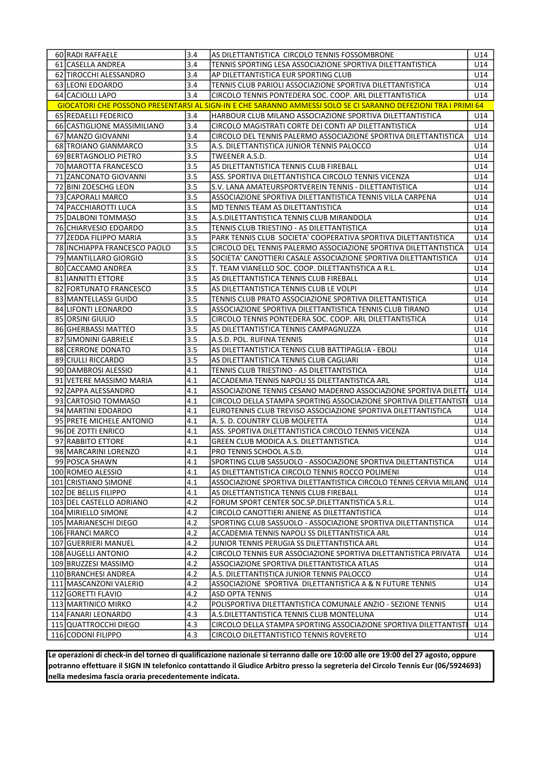| | | | | |
|---|---|---|---|---|
| 60 | RADI RAFFAELE | 3.4 | AS DILETTANTISTICA CIRCOLO TENNIS FOSSOMBRONE | U14 |
| 61 | CASELLA ANDREA | 3.4 | TENNIS SPORTING LESA ASSOCIAZIONE SPORTIVA DILETTANTISTICA | U14 |
| 62 | TIROCCHI ALESSANDRO | 3.4 | AP DILETTANTISTICA EUR SPORTING CLUB | U14 |
| 63 | LEONI EDOARDO | 3.4 | TENNIS CLUB PARIOLI ASSOCIAZIONE SPORTIVA DILETTANTISTICA | U14 |
| 64 | CACIOLLI LAPO | 3.4 | CIRCOLO TENNIS PONTEDERA SOC. COOP. ARL DILETTANTISTICA | U14 |
| GIOCATORI CHE POSSONO PRESENTARSI AL SIGN-IN E CHE SARANNO AMMESSI SOLO SE CI SARANNO DEFEZIONI TRA I PRIMI 64 | | | | |
| 65 | REDAELLI FEDERICO | 3.4 | HARBOUR CLUB MILANO ASSOCIAZIONE SPORTIVA DILETTANTISTICA | U14 |
| 66 | CASTIGLIONE MASSIMILIANO | 3.4 | CIRCOLO MAGISTRATI CORTE DEI CONTI AP DILETTANTISTICA | U14 |
| 67 | MANZO GIOVANNI | 3.4 | CIRCOLO DEL TENNIS PALERMO ASSOCIAZIONE SPORTIVA DILETTANTISTICA | U14 |
| 68 | TROIANO GIANMARCO | 3.5 | A.S. DILETTANTISTICA JUNIOR TENNIS PALOCCO | U14 |
| 69 | BERTAGNOLIO PIETRO | 3.5 | TWEENER A.S.D. | U14 |
| 70 | MAROTTA FRANCESCO | 3.5 | AS DILETTANTISTICA TENNIS CLUB FIREBALL | U14 |
| 71 | ZANCONATO GIOVANNI | 3.5 | ASS. SPORTIVA DILETTANTISTICA CIRCOLO TENNIS VICENZA | U14 |
| 72 | BINI ZOESCHG LEON | 3.5 | S.V. LANA AMATEURSPORTVEREIN TENNIS - DILETTANTISTICA | U14 |
| 73 | CAPORALI MARCO | 3.5 | ASSOCIAZIONE SPORTIVA DILETTANTISTICA TENNIS VILLA CARPENA | U14 |
| 74 | PACCHIAROTTI LUCA | 3.5 | MD TENNIS TEAM AS DILETTANTISTICA | U14 |
| 75 | DALBONI TOMMASO | 3.5 | A.S.DILETTANTISTICA TENNIS CLUB MIRANDOLA | U14 |
| 76 | CHIARVESIO EDOARDO | 3.5 | TENNIS CLUB TRIESTINO - AS DILETTANTISTICA | U14 |
| 77 | ZEDDA FILIPPO MARIA | 3.5 | PARK TENNIS CLUB SOCIETA' COOPERATIVA SPORTIVA DILETTANTISTICA | U14 |
| 78 | INCHIAPPA FRANCESCO PAOLO | 3.5 | CIRCOLO DEL TENNIS PALERMO ASSOCIAZIONE SPORTIVA DILETTANTISTICA | U14 |
| 79 | MANTILLARO GIORGIO | 3.5 | SOCIETA' CANOTTIERI CASALE ASSOCIAZIONE SPORTIVA DILETTANTISTICA | U14 |
| 80 | CACCAMO ANDREA | 3.5 | T. TEAM VIANELLO SOC. COOP. DILETTANTISTICA A R.L. | U14 |
| 81 | IANNITTI ETTORE | 3.5 | AS DILETTANTISTICA TENNIS CLUB FIREBALL | U14 |
| 82 | FORTUNATO FRANCESCO | 3.5 | AS DILETTANTISTICA TENNIS CLUB LE VOLPI | U14 |
| 83 | MANTELLASSI GUIDO | 3.5 | TENNIS CLUB PRATO ASSOCIAZIONE SPORTIVA DILETTANTISTICA | U14 |
| 84 | LIFONTI LEONARDO | 3.5 | ASSOCIAZIONE SPORTIVA DILETTANTISTICA TENNIS CLUB TIRANO | U14 |
| 85 | ORSINI GIULIO | 3.5 | CIRCOLO TENNIS PONTEDERA SOC. COOP. ARL DILETTANTISTICA | U14 |
| 86 | GHERBASSI MATTEO | 3.5 | AS DILETTANTISTICA TENNIS CAMPAGNUZZA | U14 |
| 87 | SIMONINI GABRIELE | 3.5 | A.S.D. POL. RUFINA TENNIS | U14 |
| 88 | CERRONE DONATO | 3.5 | AS DILETTANTISTICA TENNIS CLUB BATTIPAGLIA - EBOLI | U14 |
| 89 | CIULLI RICCARDO | 3.5 | AS DILETTANTISTICA TENNIS CLUB CAGLIARI | U14 |
| 90 | DAMBROSI ALESSIO | 4.1 | TENNIS CLUB TRIESTINO - AS DILETTANTISTICA | U14 |
| 91 | VETERE MASSIMO MARIA | 4.1 | ACCADEMIA TENNIS NAPOLI SS DILETTANTISTICA ARL | U14 |
| 92 | ZAPPA ALESSANDRO | 4.1 | ASSOCIAZIONE TENNIS CESANO MADERNO ASSOCIAZIONE SPORTIVA DILETT | U14 |
| 93 | CARTOSIO TOMMASO | 4.1 | CIRCOLO DELLA STAMPA SPORTING ASSOCIAZIONE SPORTIVA DILETTANTISTI | U14 |
| 94 | MARTINI EDOARDO | 4.1 | EUROTENNIS CLUB TREVISO ASSOCIAZIONE SPORTIVA DILETTANTISTICA | U14 |
| 95 | PRETE MICHELE ANTONIO | 4.1 | A. S. D. COUNTRY CLUB MOLFETTA | U14 |
| 96 | DE ZOTTI ENRICO | 4.1 | ASS. SPORTIVA DILETTANTISTICA CIRCOLO TENNIS VICENZA | U14 |
| 97 | RABBITO ETTORE | 4.1 | GREEN CLUB MODICA A.S. DILETTANTISTICA | U14 |
| 98 | MARCARINI LORENZO | 4.1 | PRO TENNIS SCHOOL A.S.D. | U14 |
| 99 | POSCA SHAWN | 4.1 | SPORTING CLUB SASSUOLO - ASSOCIAZIONE SPORTIVA DILETTANTISTICA | U14 |
| 100 | ROMEO ALESSIO | 4.1 | AS DILETTANTISTICA CIRCOLO TENNIS ROCCO POLIMENI | U14 |
| 101 | CRISTIANO SIMONE | 4.1 | ASSOCIAZIONE SPORTIVA DILETTANTISTICA CIRCOLO TENNIS CERVIA MILANO | U14 |
| 102 | DE BELLIS FILIPPO | 4.1 | AS DILETTANTISTICA TENNIS CLUB FIREBALL | U14 |
| 103 | DEL CASTELLO ADRIANO | 4.2 | FORUM SPORT CENTER SOC.SP.DILETTANTISTICA S.R.L. | U14 |
| 104 | MIRIELLO SIMONE | 4.2 | CIRCOLO CANOTTIERI ANIENE AS DILETTANTISTICA | U14 |
| 105 | MARIANESCHI DIEGO | 4.2 | SPORTING CLUB SASSUOLO - ASSOCIAZIONE SPORTIVA DILETTANTISTICA | U14 |
| 106 | FRANCI MARCO | 4.2 | ACCADEMIA TENNIS NAPOLI SS DILETTANTISTICA ARL | U14 |
| 107 | GUERRIERI MANUEL | 4.2 | JUNIOR TENNIS PERUGIA SS DILETTANTISTICA ARL | U14 |
| 108 | AUGELLI ANTONIO | 4.2 | CIRCOLO TENNIS EUR ASSOCIAZIONE SPORTIVA DILETTANTISTICA PRIVATA | U14 |
| 109 | BRUZZESI MASSIMO | 4.2 | ASSOCIAZIONE SPORTIVA DILETTANTISTICA ATLAS | U14 |
| 110 | BRANCHESI ANDREA | 4.2 | A.S. DILETTANTISTICA JUNIOR TENNIS PALOCCO | U14 |
| 111 | MASCANZONI VALERIO | 4.2 | ASSOCIAZIONE SPORTIVA DILETTANTISTICA A & N FUTURE TENNIS | U14 |
| 112 | GORETTI FLAVIO | 4.2 | ASD OPTA TENNIS | U14 |
| 113 | MARTINICO MIRKO | 4.2 | POLISPORTIVA DILETTANTISTICA COMUNALE ANZIO - SEZIONE TENNIS | U14 |
| 114 | FANARI LEONARDO | 4.3 | A.S.DILETTANTISTICA TENNIS CLUB MONTELUNA | U14 |
| 115 | QUATTROCCHI DIEGO | 4.3 | CIRCOLO DELLA STAMPA SPORTING ASSOCIAZIONE SPORTIVA DILETTANTISTI | U14 |
| 116 | CODONI FILIPPO | 4.3 | CIRCOLO DILETTANTISTICO TENNIS ROVERETO | U14 |

**Le operazioni di check-in del torneo di qualificazione nazionale si terranno dalle ore 10:00 alle ore 19:00 del 27 agosto, oppure potranno effettuare il SIGN IN telefonico contattando il Giudice Arbitro presso la segreteria del Circolo Tennis Eur (06/5924693) nella medesima fascia oraria precedentemente indicata.**